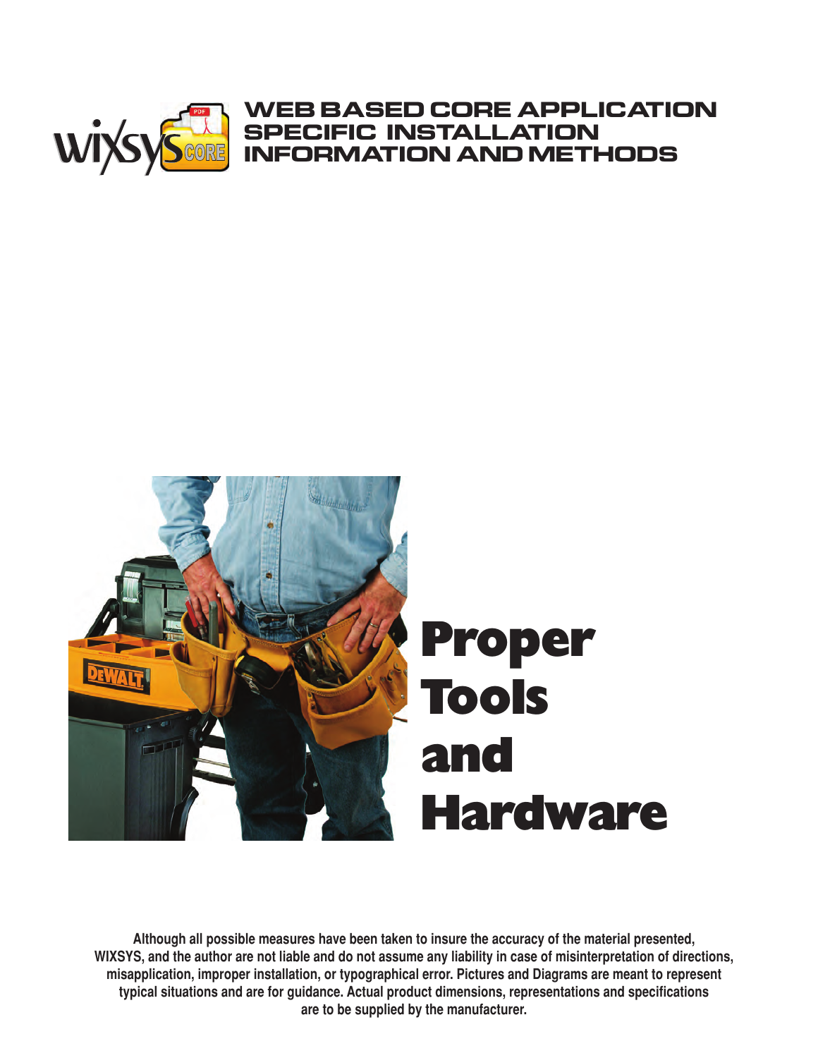# WEB BASED CORE APPLICATION SPECIFIC INSTALLATION INFORMATION AND METHODS

# Proper Tools and Hardware

**Although all possible measures have been taken to insure the accuracy of the material presented, WIXSYS, and the author are not liable and do not assume any liability in case of misinterpretation of directions, misapplication, improper installation, or typographical error. Pictures and Diagrams are meant to represent typical situations and are for guidance. Actual product dimensions, representations and specifications are to be supplied by the manufacturer.**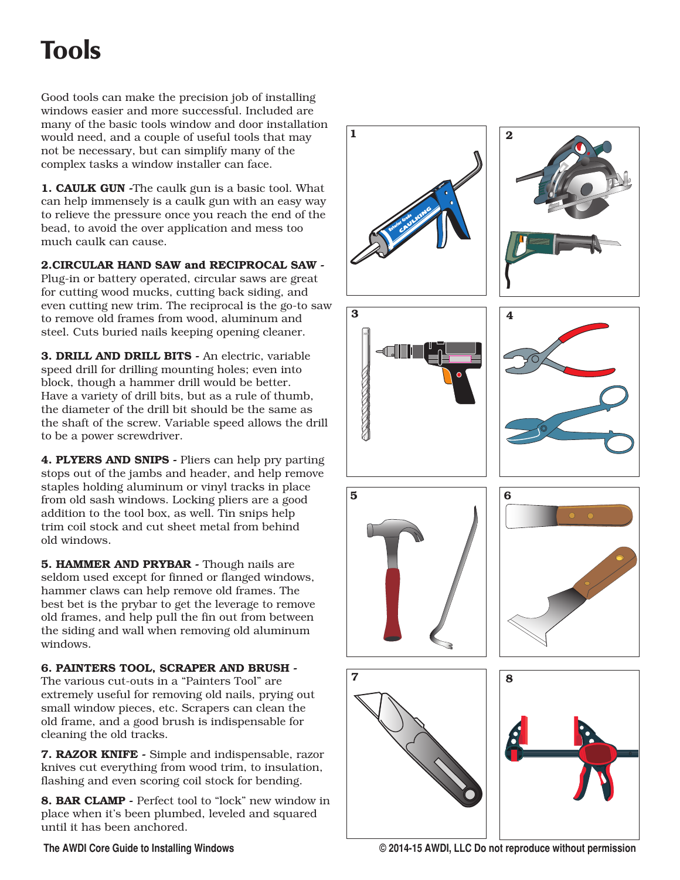# Tools

Good tools can make the precision job of installing windows easier and more successful. Included are many of the basic tools window and door installation would need, and a couple of useful tools that may not be necessary, but can simplify many of the complex tasks a window installer can face.

**1. CAULK GUN** -The caulk gun is a basic tool. What can help immensely is a caulk gun with an easy way to relieve the pressure once you reach the end of the bead, to avoid the over application and mess too much caulk can cause.

**2.CIRCULAR HAND SAW and RECIPROCAL SAW -** Plug-in or battery operated, circular saws are great for cutting wood mucks, cutting back siding, and even cutting new trim. The reciprocal is the go-to saw to remove old frames from wood, aluminum and steel. Cuts buried nails keeping opening cleaner.

**3. DRILL AND DRILL BITS -** An electric, variable speed drill for drilling mounting holes; even into block, though a hammer drill would be better. Have a variety of drill bits, but as a rule of thumb, the diameter of the drill bit should be the same as the shaft of the screw. Variable speed allows the drill to be a power screwdriver.

**4. PLYERS AND SNIPS -** Pliers can help pry parting stops out of the jambs and header, and help remove staples holding aluminum or vinyl tracks in place from old sash windows. Locking pliers are a good addition to the tool box, as well. Tin snips help trim coil stock and cut sheet metal from behind old windows.

**5. HAMMER AND PRYBAR -** Though nails are seldom used except for finned or flanged windows, hammer claws can help remove old frames. The best bet is the prybar to get the leverage to remove old frames, and help pull the fin out from between the siding and wall when removing old aluminum windows.

**6. PAINTERS TOOL, SCRAPER AND BRUSH -** The various cut-outs in a "Painters Tool" are extremely useful for removing old nails, prying out small window pieces, etc. Scrapers can clean the old frame, and a good brush is indispensable for cleaning the old tracks.

**7. RAZOR KNIFE -** Simple and indispensable, razor knives cut everything from wood trim, to insulation, flashing and even scoring coil stock for bending.

**8. BAR CLAMP -** Perfect tool to "lock" new window in place when it's been plumbed, leveled and squared until it has been anchored.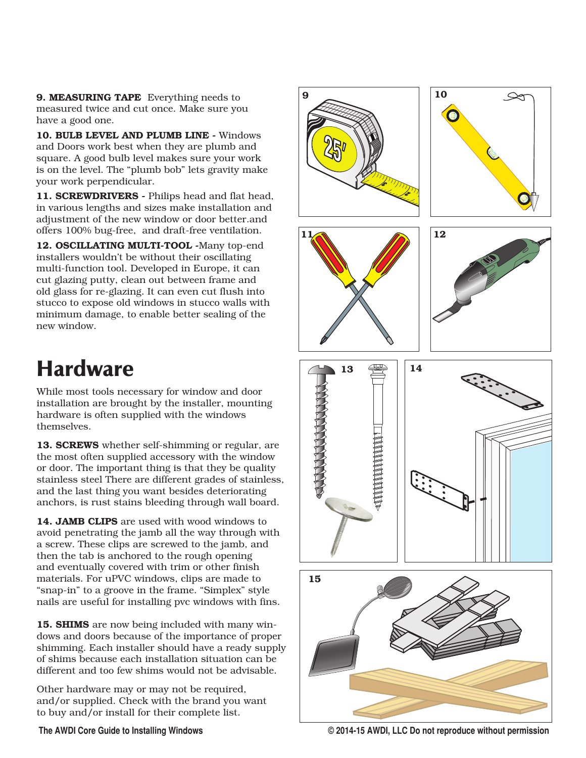**9. MEASURING TAPE** Everything needs to measured twice and cut once. Make sure you have a good one.

**10. BULB LEVEL AND PLUMB LINE -** Windows and Doors work best when they are plumb and square. A good bulb level makes sure your work is on the level. The "plumb bob" lets gravity make your work perpendicular.

**11. SCREWDRIVERS -** Philips head and flat head, in various lengths and sizes make installation and adjustment of the new window or door better.and offers 100% bug-free, and draft-free ventilation.

**12. OSCILLATING MULTI-TOOL -**Many top-end installers wouldn't be without their oscillating multi-function tool. Developed in Europe, it can cut glazing putty, clean out between frame and old glass for re-glazing. It can even cut flush into stucco to expose old windows in stucco walls with minimum damage, to enable better sealing of the new window.

# Hardware

While most tools necessary for window and door installation are brought by the installer, mounting hardware is often supplied with the windows themselves.

**13. SCREWS** whether self-shimming or regular, are the most often supplied accessory with the window or door. The important thing is that they be quality stainless steel There are different grades of stainless, and the last thing you want besides deteriorating anchors, is rust stains bleeding through wall board.

**14. JAMB CLIPS** are used with wood windows to avoid penetrating the jamb all the way through with a screw. These clips are screwed to the jamb, and then the tab is anchored to the rough opening and eventually covered with trim or other finish materials. For uPVC windows, clips are made to "snap-in" to a groove in the frame. "Simplex" style nails are useful for installing pvc windows with fins.

**15. SHIMS** are now being included with many windows and doors because of the importance of proper shimming. Each installer should have a ready supply of shims because each installation situation can be different and too few shims would not be advisable.

Other hardware may or may not be required, and/or supplied. Check with the brand you want to buy and/or install for their complete list.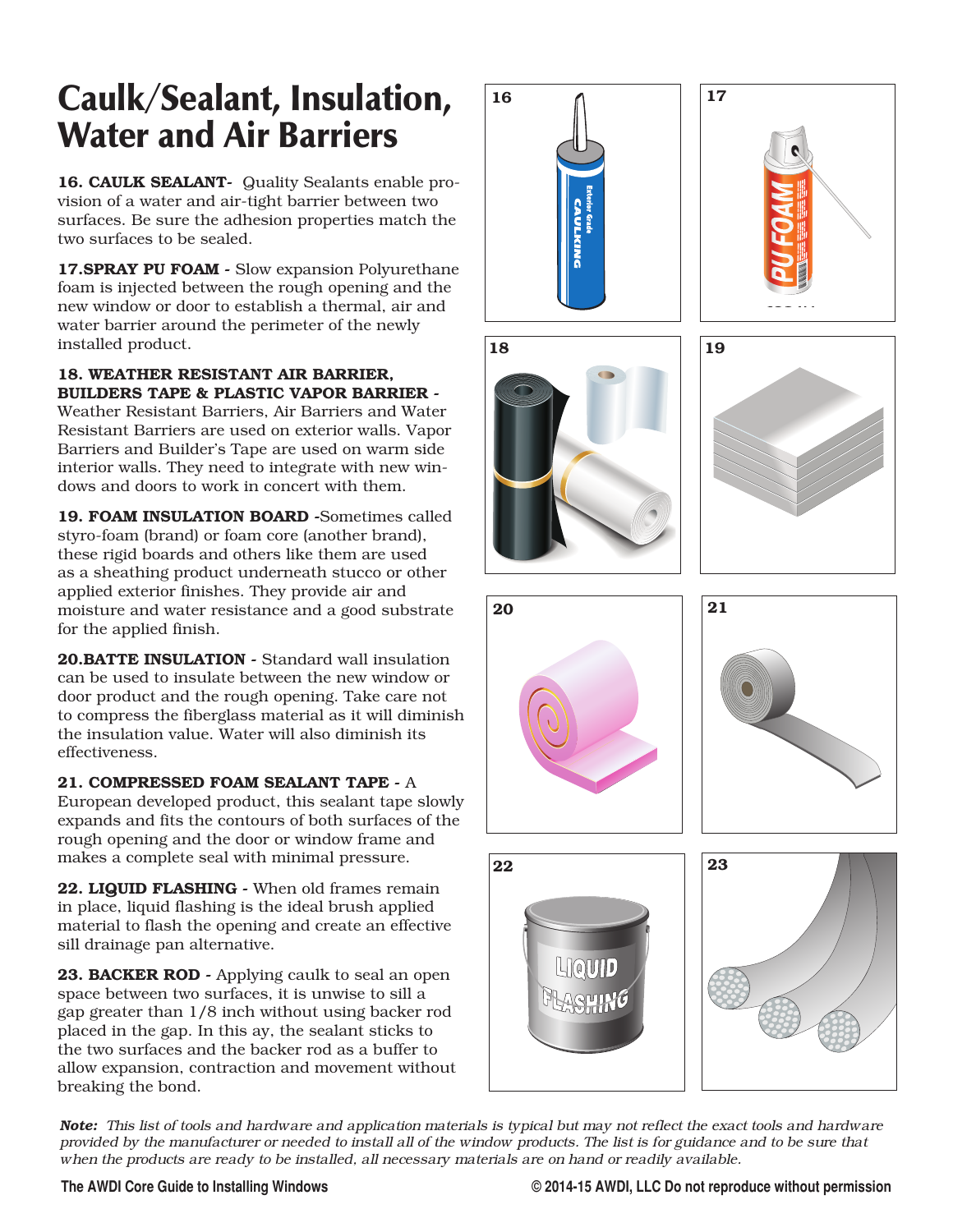# Caulk/Sealant, Insulation, Water and Air Barriers

**16. CAULK SEALANT-** Quality Sealants enable provision of a water and air-tight barrier between two surfaces. Be sure the adhesion properties match the two surfaces to be sealed.

**17.SPRAY PU FOAM -** Slow expansion Polyurethane foam is injected between the rough opening and the new window or door to establish a thermal, air and water barrier around the perimeter of the newly installed product.

**18. WEATHER RESISTANT AIR BARRIER, BUILDERS TAPE & PLASTIC VAPOR BARRIER -** Weather Resistant Barriers, Air Barriers and Water Resistant Barriers are used on exterior walls. Vapor Barriers and Builder's Tape are used on warm side interior walls. They need to integrate with new windows and doors to work in concert with them.

**19. FOAM INSULATION BOARD -**Sometimes called styro-foam (brand) or foam core (another brand), these rigid boards and others like them are used as a sheathing product underneath stucco or other applied exterior finishes. They provide air and moisture and water resistance and a good substrate for the applied finish.

**20.BATTE INSULATION -** Standard wall insulation can be used to insulate between the new window or door product and the rough opening. Take care not to compress the fiberglass material as it will diminish the insulation value. Water will also diminish its effectiveness.

**21. COMPRESSED FOAM SEALANT TAPE -** A European developed product, this sealant tape slowly expands and fits the contours of both surfaces of the rough opening and the door or window frame and makes a complete seal with minimal pressure.

**22. LIQUID FLASHING -** When old frames remain in place, liquid flashing is the ideal brush applied material to flash the opening and create an effective sill drainage pan alternative.

**23. BACKER ROD -** Applying caulk to seal an open space between two surfaces, it is unwise to sill a gap greater than 1/8 inch without using backer rod placed in the gap. In this ay, the sealant sticks to the two surfaces and the backer rod as a buffer to allow expansion, contraction and movement without breaking the bond.

16

Exterior Grade CAULKING

17

PU FOAM

18

19

20

21

22

LIQUID FLASHING

23

***Note:*** *This list of tools and hardware and application materials is typical but may not reflect the exact tools and hardware provided by the manufacturer or needed to install all of the window products. The list is for guidance and to be sure that when the products are ready to be installed, all necessary materials are on hand or readily available.*